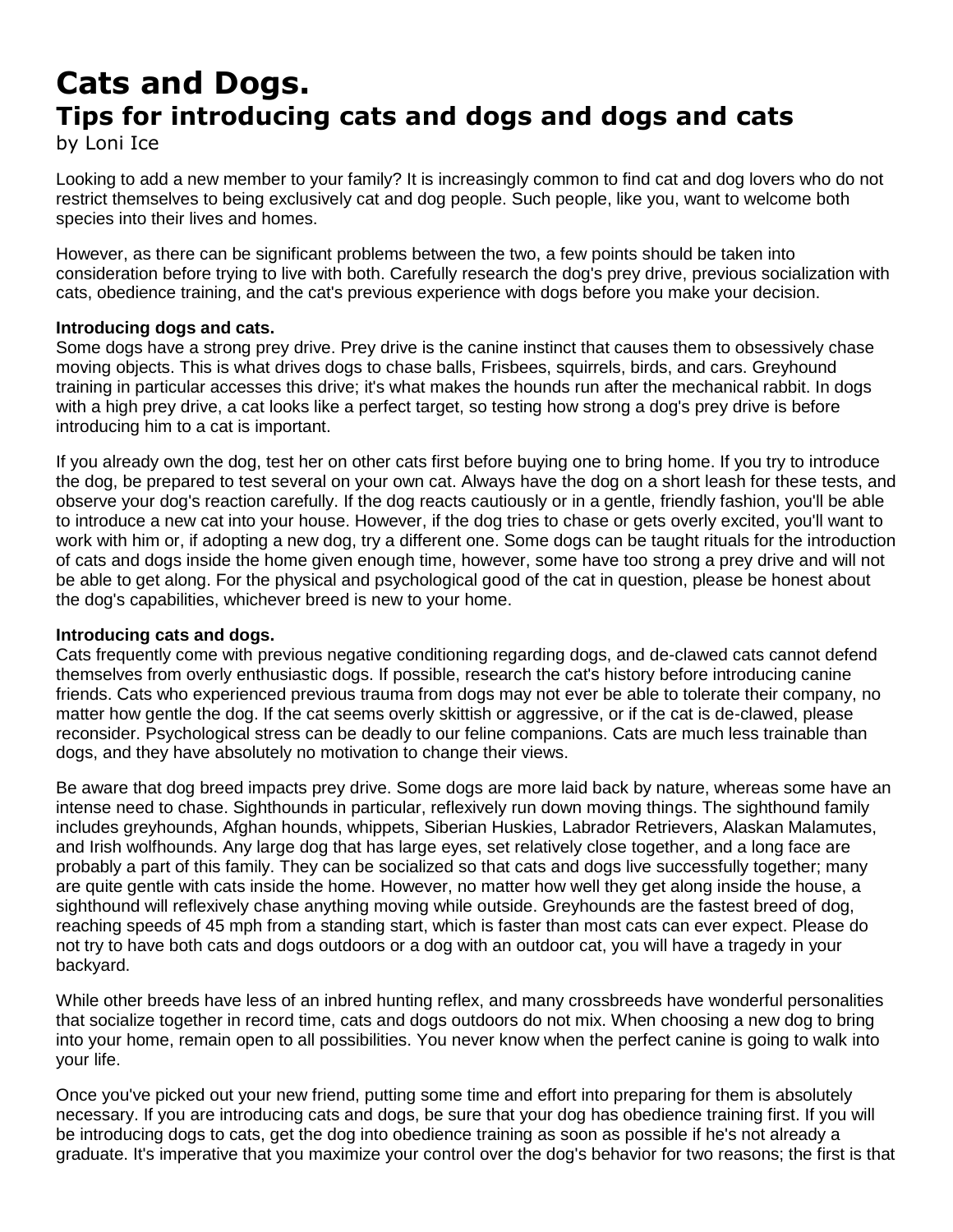# Cats and Dogs.

## Tips for introducing cats and dogs and dogs and cats

by Loni Ice

Looking to add a new member to your family? It is increasingly common to find cat and dog lovers who do not restrict themselves to being exclusively cat and dog people. Such people, like you, want to welcome both species into their lives and homes.

However, as there can be significant problems between the two, a few points should be taken into consideration before trying to live with both. Carefully research the dog's prey drive, previous socialization with cats, obedience training, and the cat's previous experience with dogs before you make your decision.

**Introducing dogs and cats.**
Some dogs have a strong prey drive. Prey drive is the canine instinct that causes them to obsessively chase moving objects. This is what drives dogs to chase balls, Frisbees, squirrels, birds, and cars. Greyhound training in particular accesses this drive; it's what makes the hounds run after the mechanical rabbit. In dogs with a high prey drive, a cat looks like a perfect target, so testing how strong a dog's prey drive is before introducing him to a cat is important.

If you already own the dog, test her on other cats first before buying one to bring home. If you try to introduce the dog, be prepared to test several on your own cat. Always have the dog on a short leash for these tests, and observe your dog's reaction carefully. If the dog reacts cautiously or in a gentle, friendly fashion, you'll be able to introduce a new cat into your house. However, if the dog tries to chase or gets overly excited, you'll want to work with him or, if adopting a new dog, try a different one. Some dogs can be taught rituals for the introduction of cats and dogs inside the home given enough time, however, some have too strong a prey drive and will not be able to get along. For the physical and psychological good of the cat in question, please be honest about the dog's capabilities, whichever breed is new to your home.

**Introducing cats and dogs.**
Cats frequently come with previous negative conditioning regarding dogs, and de-clawed cats cannot defend themselves from overly enthusiastic dogs. If possible, research the cat's history before introducing canine friends. Cats who experienced previous trauma from dogs may not ever be able to tolerate their company, no matter how gentle the dog. If the cat seems overly skittish or aggressive, or if the cat is de-clawed, please reconsider. Psychological stress can be deadly to our feline companions. Cats are much less trainable than dogs, and they have absolutely no motivation to change their views.

Be aware that dog breed impacts prey drive. Some dogs are more laid back by nature, whereas some have an intense need to chase. Sighthounds in particular, reflexively run down moving things. The sighthound family includes greyhounds, Afghan hounds, whippets, Siberian Huskies, Labrador Retrievers, Alaskan Malamutes, and Irish wolfhounds. Any large dog that has large eyes, set relatively close together, and a long face are probably a part of this family. They can be socialized so that cats and dogs live successfully together; many are quite gentle with cats inside the home. However, no matter how well they get along inside the house, a sighthound will reflexively chase anything moving while outside. Greyhounds are the fastest breed of dog, reaching speeds of 45 mph from a standing start, which is faster than most cats can ever expect. Please do not try to have both cats and dogs outdoors or a dog with an outdoor cat, you will have a tragedy in your backyard.

While other breeds have less of an inbred hunting reflex, and many crossbreeds have wonderful personalities that socialize together in record time, cats and dogs outdoors do not mix. When choosing a new dog to bring into your home, remain open to all possibilities. You never know when the perfect canine is going to walk into your life.

Once you've picked out your new friend, putting some time and effort into preparing for them is absolutely necessary. If you are introducing cats and dogs, be sure that your dog has obedience training first. If you will be introducing dogs to cats, get the dog into obedience training as soon as possible if he's not already a graduate. It's imperative that you maximize your control over the dog's behavior for two reasons; the first is that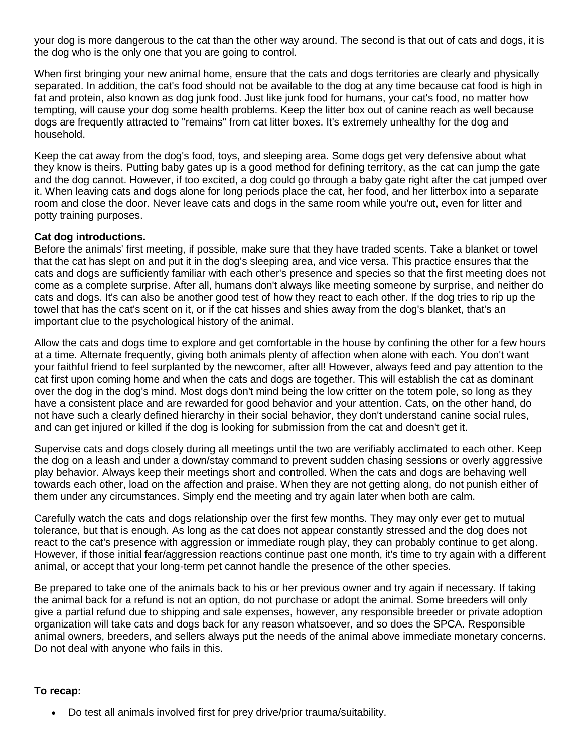your dog is more dangerous to the cat than the other way around. The second is that out of cats and dogs, it is the dog who is the only one that you are going to control.

When first bringing your new animal home, ensure that the cats and dogs territories are clearly and physically separated. In addition, the cat's food should not be available to the dog at any time because cat food is high in fat and protein, also known as dog junk food. Just like junk food for humans, your cat's food, no matter how tempting, will cause your dog some health problems. Keep the litter box out of canine reach as well because dogs are frequently attracted to "remains" from cat litter boxes. It's extremely unhealthy for the dog and household.

Keep the cat away from the dog's food, toys, and sleeping area. Some dogs get very defensive about what they know is theirs. Putting baby gates up is a good method for defining territory, as the cat can jump the gate and the dog cannot. However, if too excited, a dog could go through a baby gate right after the cat jumped over it. When leaving cats and dogs alone for long periods place the cat, her food, and her litterbox into a separate room and close the door. Never leave cats and dogs in the same room while you're out, even for litter and potty training purposes.

**Cat dog introductions.**
Before the animals' first meeting, if possible, make sure that they have traded scents. Take a blanket or towel that the cat has slept on and put it in the dog's sleeping area, and vice versa. This practice ensures that the cats and dogs are sufficiently familiar with each other's presence and species so that the first meeting does not come as a complete surprise. After all, humans don't always like meeting someone by surprise, and neither do cats and dogs. It's can also be another good test of how they react to each other. If the dog tries to rip up the towel that has the cat's scent on it, or if the cat hisses and shies away from the dog's blanket, that's an important clue to the psychological history of the animal.

Allow the cats and dogs time to explore and get comfortable in the house by confining the other for a few hours at a time. Alternate frequently, giving both animals plenty of affection when alone with each. You don't want your faithful friend to feel surplanted by the newcomer, after all! However, always feed and pay attention to the cat first upon coming home and when the cats and dogs are together. This will establish the cat as dominant over the dog in the dog's mind. Most dogs don't mind being the low critter on the totem pole, so long as they have a consistent place and are rewarded for good behavior and your attention. Cats, on the other hand, do not have such a clearly defined hierarchy in their social behavior, they don't understand canine social rules, and can get injured or killed if the dog is looking for submission from the cat and doesn't get it.

Supervise cats and dogs closely during all meetings until the two are verifiably acclimated to each other. Keep the dog on a leash and under a down/stay command to prevent sudden chasing sessions or overly aggressive play behavior. Always keep their meetings short and controlled. When the cats and dogs are behaving well towards each other, load on the affection and praise. When they are not getting along, do not punish either of them under any circumstances. Simply end the meeting and try again later when both are calm.

Carefully watch the cats and dogs relationship over the first few months. They may only ever get to mutual tolerance, but that is enough. As long as the cat does not appear constantly stressed and the dog does not react to the cat's presence with aggression or immediate rough play, they can probably continue to get along. However, if those initial fear/aggression reactions continue past one month, it's time to try again with a different animal, or accept that your long-term pet cannot handle the presence of the other species.

Be prepared to take one of the animals back to his or her previous owner and try again if necessary. If taking the animal back for a refund is not an option, do not purchase or adopt the animal. Some breeders will only give a partial refund due to shipping and sale expenses, however, any responsible breeder or private adoption organization will take cats and dogs back for any reason whatsoever, and so does the SPCA. Responsible animal owners, breeders, and sellers always put the needs of the animal above immediate monetary concerns. Do not deal with anyone who fails in this.

**To recap:**

- Do test all animals involved first for prey drive/prior trauma/suitability.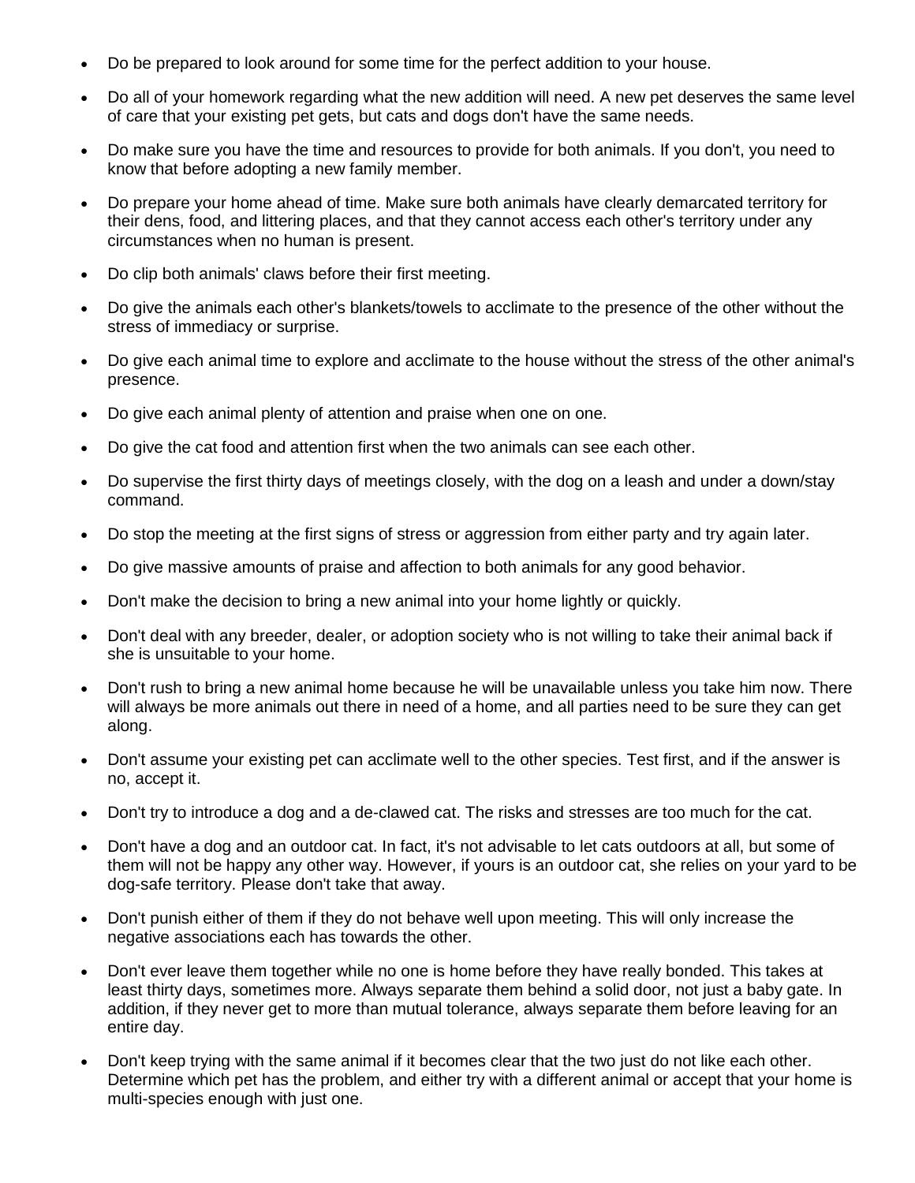- Do be prepared to look around for some time for the perfect addition to your house.
- Do all of your homework regarding what the new addition will need. A new pet deserves the same level of care that your existing pet gets, but cats and dogs don't have the same needs.
- Do make sure you have the time and resources to provide for both animals. If you don't, you need to know that before adopting a new family member.
- Do prepare your home ahead of time. Make sure both animals have clearly demarcated territory for their dens, food, and littering places, and that they cannot access each other's territory under any circumstances when no human is present.
- Do clip both animals' claws before their first meeting.
- Do give the animals each other's blankets/towels to acclimate to the presence of the other without the stress of immediacy or surprise.
- Do give each animal time to explore and acclimate to the house without the stress of the other animal's presence.
- Do give each animal plenty of attention and praise when one on one.
- Do give the cat food and attention first when the two animals can see each other.
- Do supervise the first thirty days of meetings closely, with the dog on a leash and under a down/stay command.
- Do stop the meeting at the first signs of stress or aggression from either party and try again later.
- Do give massive amounts of praise and affection to both animals for any good behavior.
- Don't make the decision to bring a new animal into your home lightly or quickly.
- Don't deal with any breeder, dealer, or adoption society who is not willing to take their animal back if she is unsuitable to your home.
- Don't rush to bring a new animal home because he will be unavailable unless you take him now. There will always be more animals out there in need of a home, and all parties need to be sure they can get along.
- Don't assume your existing pet can acclimate well to the other species. Test first, and if the answer is no, accept it.
- Don't try to introduce a dog and a de-clawed cat. The risks and stresses are too much for the cat.
- Don't have a dog and an outdoor cat. In fact, it's not advisable to let cats outdoors at all, but some of them will not be happy any other way. However, if yours is an outdoor cat, she relies on your yard to be dog-safe territory. Please don't take that away.
- Don't punish either of them if they do not behave well upon meeting. This will only increase the negative associations each has towards the other.
- Don't ever leave them together while no one is home before they have really bonded. This takes at least thirty days, sometimes more. Always separate them behind a solid door, not just a baby gate. In addition, if they never get to more than mutual tolerance, always separate them before leaving for an entire day.
- Don't keep trying with the same animal if it becomes clear that the two just do not like each other. Determine which pet has the problem, and either try with a different animal or accept that your home is multi-species enough with just one.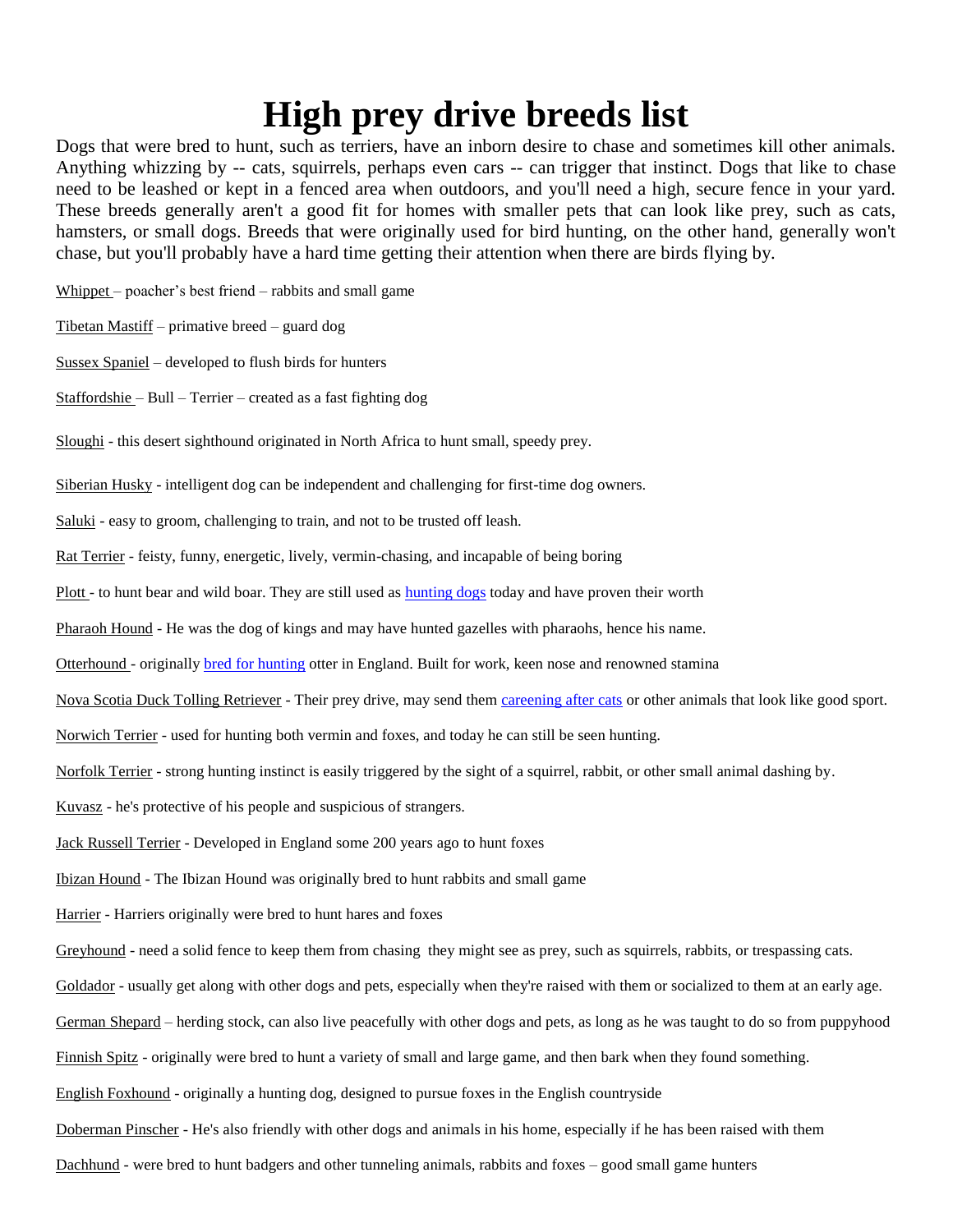# High prey drive breeds list

Dogs that were bred to hunt, such as terriers, have an inborn desire to chase and sometimes kill other animals. Anything whizzing by -- cats, squirrels, perhaps even cars -- can trigger that instinct. Dogs that like to chase need to be leashed or kept in a fenced area when outdoors, and you'll need a high, secure fence in your yard. These breeds generally aren't a good fit for homes with smaller pets that can look like prey, such as cats, hamsters, or small dogs. Breeds that were originally used for bird hunting, on the other hand, generally won't chase, but you'll probably have a hard time getting their attention when there are birds flying by.

Whippet – poacher's best friend – rabbits and small game

Tibetan Mastiff – primative breed – guard dog

Sussex Spaniel – developed to flush birds for hunters

Staffordshie – Bull – Terrier – created as a fast fighting dog

Sloughi - this desert sighthound originated in North Africa to hunt small, speedy prey.

Siberian Husky - intelligent dog can be independent and challenging for first-time dog owners.

Saluki - easy to groom, challenging to train, and not to be trusted off leash.

Rat Terrier - feisty, funny, energetic, lively, vermin-chasing, and incapable of being boring

Plott - to hunt bear and wild boar. They are still used as hunting dogs today and have proven their worth

Pharaoh Hound - He was the dog of kings and may have hunted gazelles with pharaohs, hence his name.

Otterhound - originally bred for hunting otter in England. Built for work, keen nose and renowned stamina

Nova Scotia Duck Tolling Retriever - Their prey drive, may send them careening after cats or other animals that look like good sport.

Norwich Terrier - used for hunting both vermin and foxes, and today he can still be seen hunting.

Norfolk Terrier - strong hunting instinct is easily triggered by the sight of a squirrel, rabbit, or other small animal dashing by.

Kuvasz - he's protective of his people and suspicious of strangers.

Jack Russell Terrier - Developed in England some 200 years ago to hunt foxes

Ibizan Hound - The Ibizan Hound was originally bred to hunt rabbits and small game

Harrier - Harriers originally were bred to hunt hares and foxes

Greyhound - need a solid fence to keep them from chasing they might see as prey, such as squirrels, rabbits, or trespassing cats.

Goldador - usually get along with other dogs and pets, especially when they're raised with them or socialized to them at an early age.

German Shepard – herding stock, can also live peacefully with other dogs and pets, as long as he was taught to do so from puppyhood

Finnish Spitz - originally were bred to hunt a variety of small and large game, and then bark when they found something.

English Foxhound - originally a hunting dog, designed to pursue foxes in the English countryside

Doberman Pinscher - He's also friendly with other dogs and animals in his home, especially if he has been raised with them

Dachhund - were bred to hunt badgers and other tunneling animals, rabbits and foxes – good small game hunters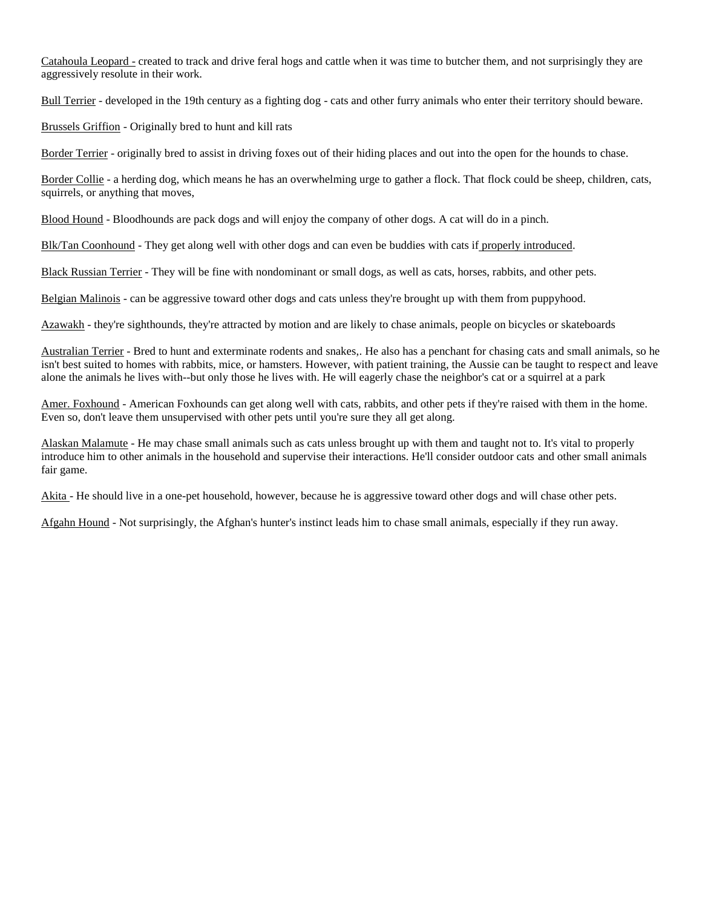Catahoula Leopard - created to track and drive feral hogs and cattle when it was time to butcher them, and not surprisingly they are aggressively resolute in their work.

Bull Terrier - developed in the 19th century as a fighting dog - cats and other furry animals who enter their territory should beware.

Brussels Griffion - Originally bred to hunt and kill rats

Border Terrier - originally bred to assist in driving foxes out of their hiding places and out into the open for the hounds to chase.

Border Collie - a herding dog, which means he has an overwhelming urge to gather a flock. That flock could be sheep, children, cats, squirrels, or anything that moves,

Blood Hound - Bloodhounds are pack dogs and will enjoy the company of other dogs. A cat will do in a pinch.

Blk/Tan Coonhound - They get along well with other dogs and can even be buddies with cats if properly introduced.

Black Russian Terrier - They will be fine with nondominant or small dogs, as well as cats, horses, rabbits, and other pets.

Belgian Malinois - can be aggressive toward other dogs and cats unless they're brought up with them from puppyhood.

Azawakh - they're sighthounds, they're attracted by motion and are likely to chase animals, people on bicycles or skateboards

Australian Terrier - Bred to hunt and exterminate rodents and snakes,. He also has a penchant for chasing cats and small animals, so he isn't best suited to homes with rabbits, mice, or hamsters. However, with patient training, the Aussie can be taught to respect and leave alone the animals he lives with--but only those he lives with. He will eagerly chase the neighbor's cat or a squirrel at a park

Amer. Foxhound - American Foxhounds can get along well with cats, rabbits, and other pets if they're raised with them in the home. Even so, don't leave them unsupervised with other pets until you're sure they all get along.

Alaskan Malamute - He may chase small animals such as cats unless brought up with them and taught not to. It's vital to properly introduce him to other animals in the household and supervise their interactions. He'll consider outdoor cats and other small animals fair game.

Akita - He should live in a one-pet household, however, because he is aggressive toward other dogs and will chase other pets.

Afgahn Hound - Not surprisingly, the Afghan's hunter's instinct leads him to chase small animals, especially if they run away.